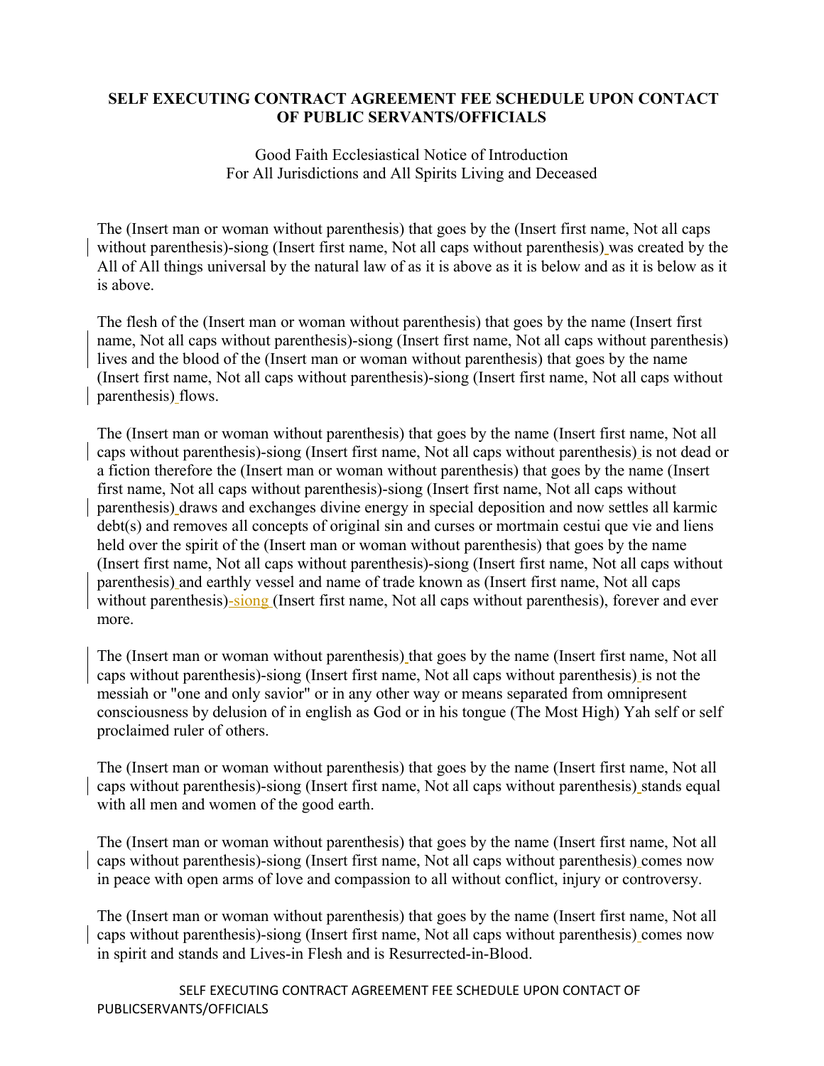**SELF EXECUTING CONTRACT AGREEMENT FEE SCHEDULE UPON CONTACT OF PUBLIC SERVANTS/OFFICIALS**

Good Faith Ecclesiastical Notice of Introduction
For All Jurisdictions and All Spirits Living and Deceased

The (Insert man or woman without parenthesis) that goes by the (Insert first name, Not all caps without parenthesis)-siong (Insert first name, Not all caps without parenthesis) was created by the All of All things universal by the natural law of as it is above as it is below and as it is below as it is above.

The flesh of the (Insert man or woman without parenthesis) that goes by the name (Insert first name, Not all caps without parenthesis)-siong (Insert first name, Not all caps without parenthesis) lives and the blood of the (Insert man or woman without parenthesis) that goes by the name (Insert first name, Not all caps without parenthesis)-siong (Insert first name, Not all caps without parenthesis) flows.

The (Insert man or woman without parenthesis) that goes by the name (Insert first name, Not all caps without parenthesis)-siong (Insert first name, Not all caps without parenthesis) is not dead or a fiction therefore the (Insert man or woman without parenthesis) that goes by the name (Insert first name, Not all caps without parenthesis)-siong (Insert first name, Not all caps without parenthesis) draws and exchanges divine energy in special deposition and now settles all karmic debt(s) and removes all concepts of original sin and curses or mortmain cestui que vie and liens held over the spirit of the (Insert man or woman without parenthesis) that goes by the name (Insert first name, Not all caps without parenthesis)-siong (Insert first name, Not all caps without parenthesis) and earthly vessel and name of trade known as (Insert first name, Not all caps without parenthesis)-siong (Insert first name, Not all caps without parenthesis), forever and ever more.

The (Insert man or woman without parenthesis) that goes by the name (Insert first name, Not all caps without parenthesis)-siong (Insert first name, Not all caps without parenthesis) is not the messiah or "one and only savior" or in any other way or means separated from omnipresent consciousness by delusion of in english as God or in his tongue (The Most High) Yah self or self proclaimed ruler of others.

The (Insert man or woman without parenthesis) that goes by the name (Insert first name, Not all caps without parenthesis)-siong (Insert first name, Not all caps without parenthesis) stands equal with all men and women of the good earth.

The (Insert man or woman without parenthesis) that goes by the name (Insert first name, Not all caps without parenthesis)-siong (Insert first name, Not all caps without parenthesis) comes now in peace with open arms of love and compassion to all without conflict, injury or controversy.

The (Insert man or woman without parenthesis) that goes by the name (Insert first name, Not all caps without parenthesis)-siong (Insert first name, Not all caps without parenthesis) comes now in spirit and stands and Lives-in Flesh and is Resurrected-in-Blood.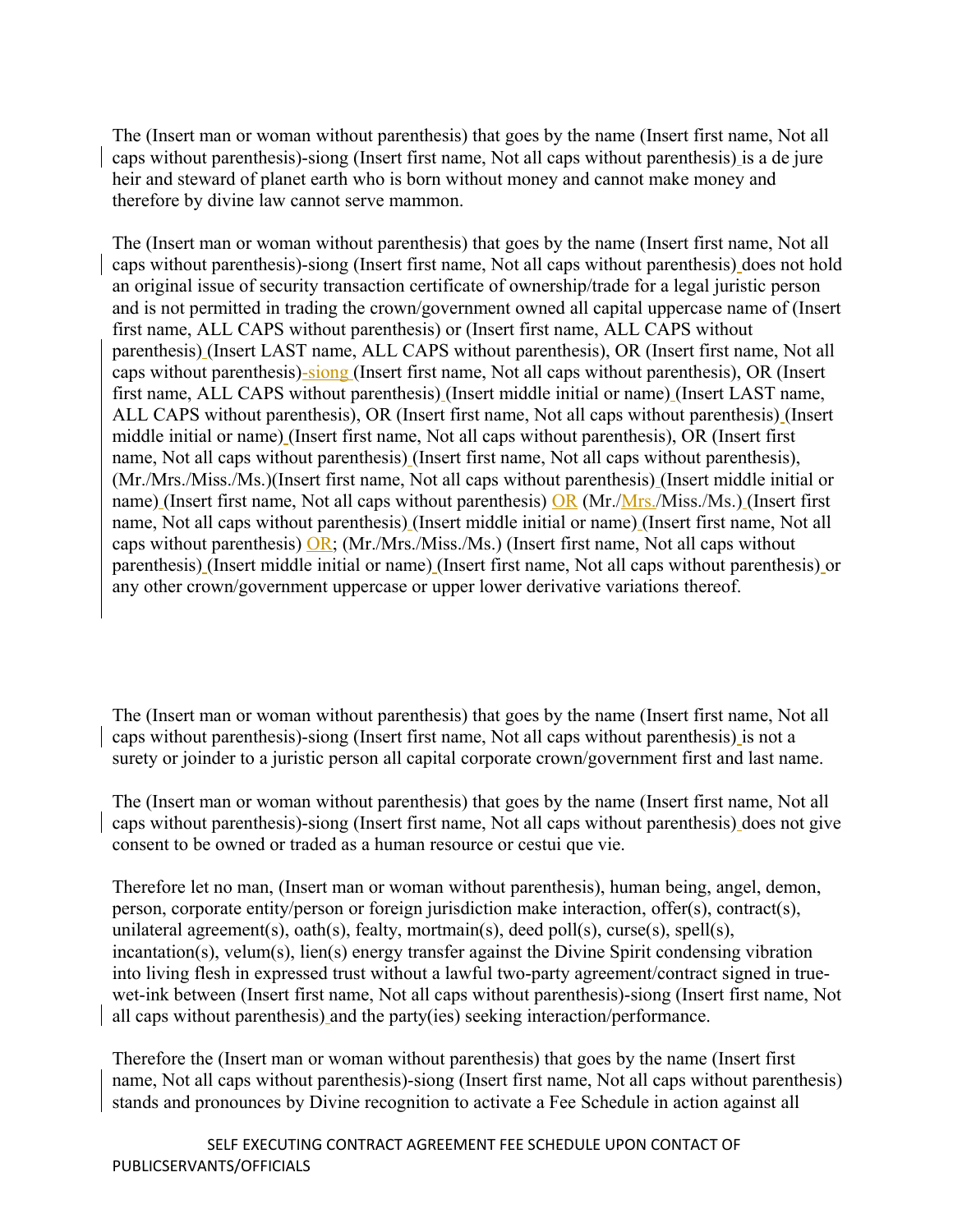The (Insert man or woman without parenthesis) that goes by the name (Insert first name, Not all caps without parenthesis)-siong (Insert first name, Not all caps without parenthesis) is a de jure heir and steward of planet earth who is born without money and cannot make money and therefore by divine law cannot serve mammon.

The (Insert man or woman without parenthesis) that goes by the name (Insert first name, Not all caps without parenthesis)-siong (Insert first name, Not all caps without parenthesis) does not hold an original issue of security transaction certificate of ownership/trade for a legal juristic person and is not permitted in trading the crown/government owned all capital uppercase name of (Insert first name, ALL CAPS without parenthesis) or (Insert first name, ALL CAPS without parenthesis) (Insert LAST name, ALL CAPS without parenthesis), OR (Insert first name, Not all caps without parenthesis)-siong (Insert first name, Not all caps without parenthesis), OR (Insert first name, ALL CAPS without parenthesis) (Insert middle initial or name) (Insert LAST name, ALL CAPS without parenthesis), OR (Insert first name, Not all caps without parenthesis) (Insert middle initial or name) (Insert first name, Not all caps without parenthesis), OR (Insert first name, Not all caps without parenthesis) (Insert first name, Not all caps without parenthesis), (Mr./Mrs./Miss./Ms.)(Insert first name, Not all caps without parenthesis) (Insert middle initial or name) (Insert first name, Not all caps without parenthesis) OR (Mr./Mrs./Miss./Ms.) (Insert first name, Not all caps without parenthesis) (Insert middle initial or name) (Insert first name, Not all caps without parenthesis) OR; (Mr./Mrs./Miss./Ms.) (Insert first name, Not all caps without parenthesis) (Insert middle initial or name) (Insert first name, Not all caps without parenthesis) or any other crown/government uppercase or upper lower derivative variations thereof.

The (Insert man or woman without parenthesis) that goes by the name (Insert first name, Not all caps without parenthesis)-siong (Insert first name, Not all caps without parenthesis) is not a surety or joinder to a juristic person all capital corporate crown/government first and last name.

The (Insert man or woman without parenthesis) that goes by the name (Insert first name, Not all caps without parenthesis)-siong (Insert first name, Not all caps without parenthesis) does not give consent to be owned or traded as a human resource or cestui que vie.

Therefore let no man, (Insert man or woman without parenthesis), human being, angel, demon, person, corporate entity/person or foreign jurisdiction make interaction, offer(s), contract(s), unilateral agreement(s), oath(s), fealty, mortmain(s), deed poll(s), curse(s), spell(s), incantation(s), velum(s), lien(s) energy transfer against the Divine Spirit condensing vibration into living flesh in expressed trust without a lawful two-party agreement/contract signed in true-wet-ink between (Insert first name, Not all caps without parenthesis)-siong (Insert first name, Not all caps without parenthesis) and the party(ies) seeking interaction/performance.

Therefore the (Insert man or woman without parenthesis) that goes by the name (Insert first name, Not all caps without parenthesis)-siong (Insert first name, Not all caps without parenthesis) stands and pronounces by Divine recognition to activate a Fee Schedule in action against all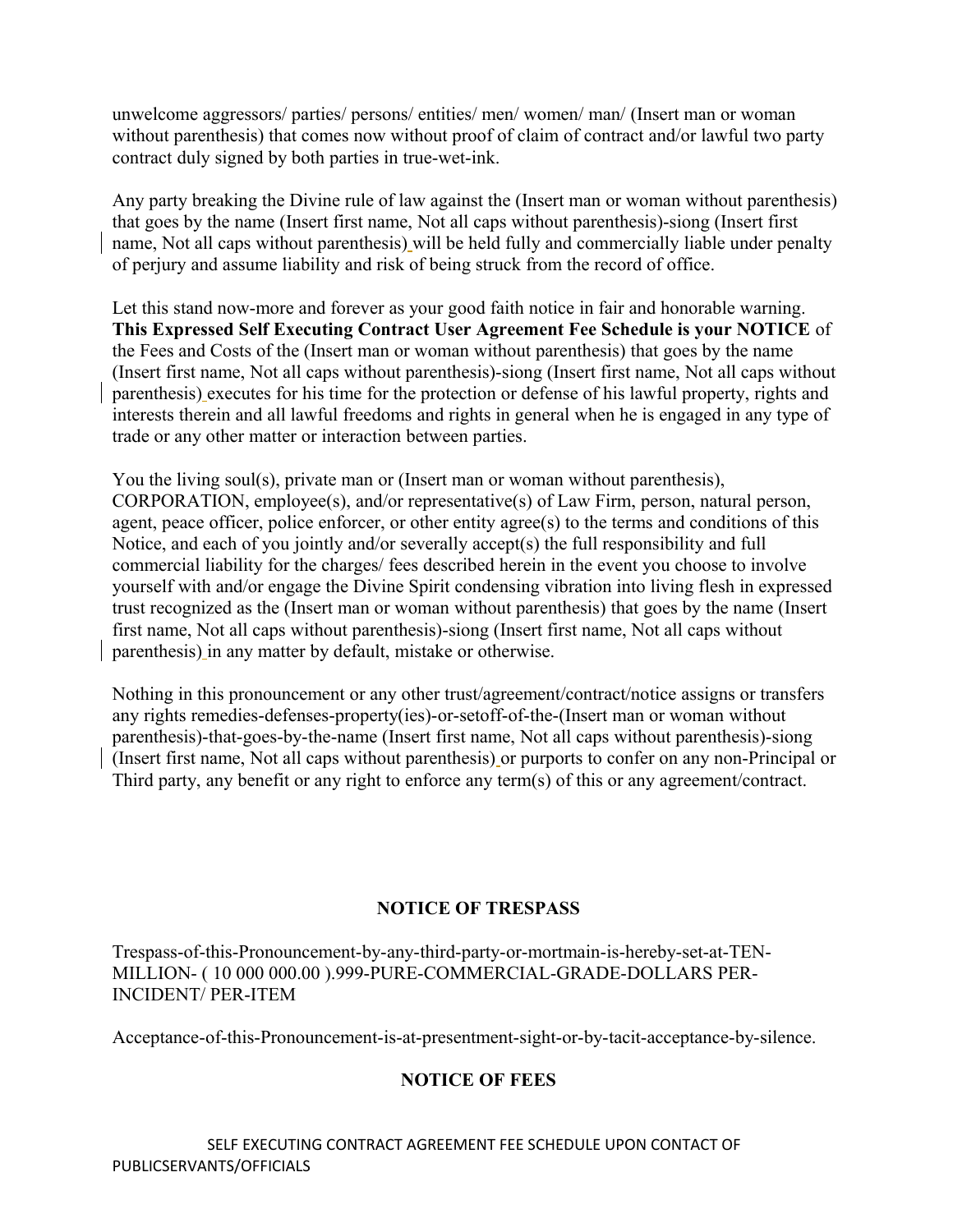unwelcome aggressors/ parties/ persons/ entities/ men/ women/ man/ (Insert man or woman without parenthesis) that comes now without proof of claim of contract and/or lawful two party contract duly signed by both parties in true-wet-ink.

Any party breaking the Divine rule of law against the (Insert man or woman without parenthesis) that goes by the name (Insert first name, Not all caps without parenthesis)-siong (Insert first name, Not all caps without parenthesis) will be held fully and commercially liable under penalty of perjury and assume liability and risk of being struck from the record of office.

Let this stand now-more and forever as your good faith notice in fair and honorable warning. **This Expressed Self Executing Contract User Agreement Fee Schedule is your NOTICE** of the Fees and Costs of the (Insert man or woman without parenthesis) that goes by the name (Insert first name, Not all caps without parenthesis)-siong (Insert first name, Not all caps without parenthesis) executes for his time for the protection or defense of his lawful property, rights and interests therein and all lawful freedoms and rights in general when he is engaged in any type of trade or any other matter or interaction between parties.

You the living soul(s), private man or (Insert man or woman without parenthesis), CORPORATION, employee(s), and/or representative(s) of Law Firm, person, natural person, agent, peace officer, police enforcer, or other entity agree(s) to the terms and conditions of this Notice, and each of you jointly and/or severally accept(s) the full responsibility and full commercial liability for the charges/ fees described herein in the event you choose to involve yourself with and/or engage the Divine Spirit condensing vibration into living flesh in expressed trust recognized as the (Insert man or woman without parenthesis) that goes by the name (Insert first name, Not all caps without parenthesis)-siong (Insert first name, Not all caps without parenthesis) in any matter by default, mistake or otherwise.

Nothing in this pronouncement or any other trust/agreement/contract/notice assigns or transfers any rights remedies-defenses-property(ies)-or-setoff-of-the-(Insert man or woman without parenthesis)-that-goes-by-the-name (Insert first name, Not all caps without parenthesis)-siong (Insert first name, Not all caps without parenthesis) or purports to confer on any non-Principal or Third party, any benefit or any right to enforce any term(s) of this or any agreement/contract.

## NOTICE OF TRESPASS

Trespass-of-this-Pronouncement-by-any-third-party-or-mortmain-is-hereby-set-at-TEN-MILLION- ( 10 000 000.00 ).999-PURE-COMMERCIAL-GRADE-DOLLARS PER-INCIDENT/ PER-ITEM

Acceptance-of-this-Pronouncement-is-at-presentment-sight-or-by-tacit-acceptance-by-silence.

## NOTICE OF FEES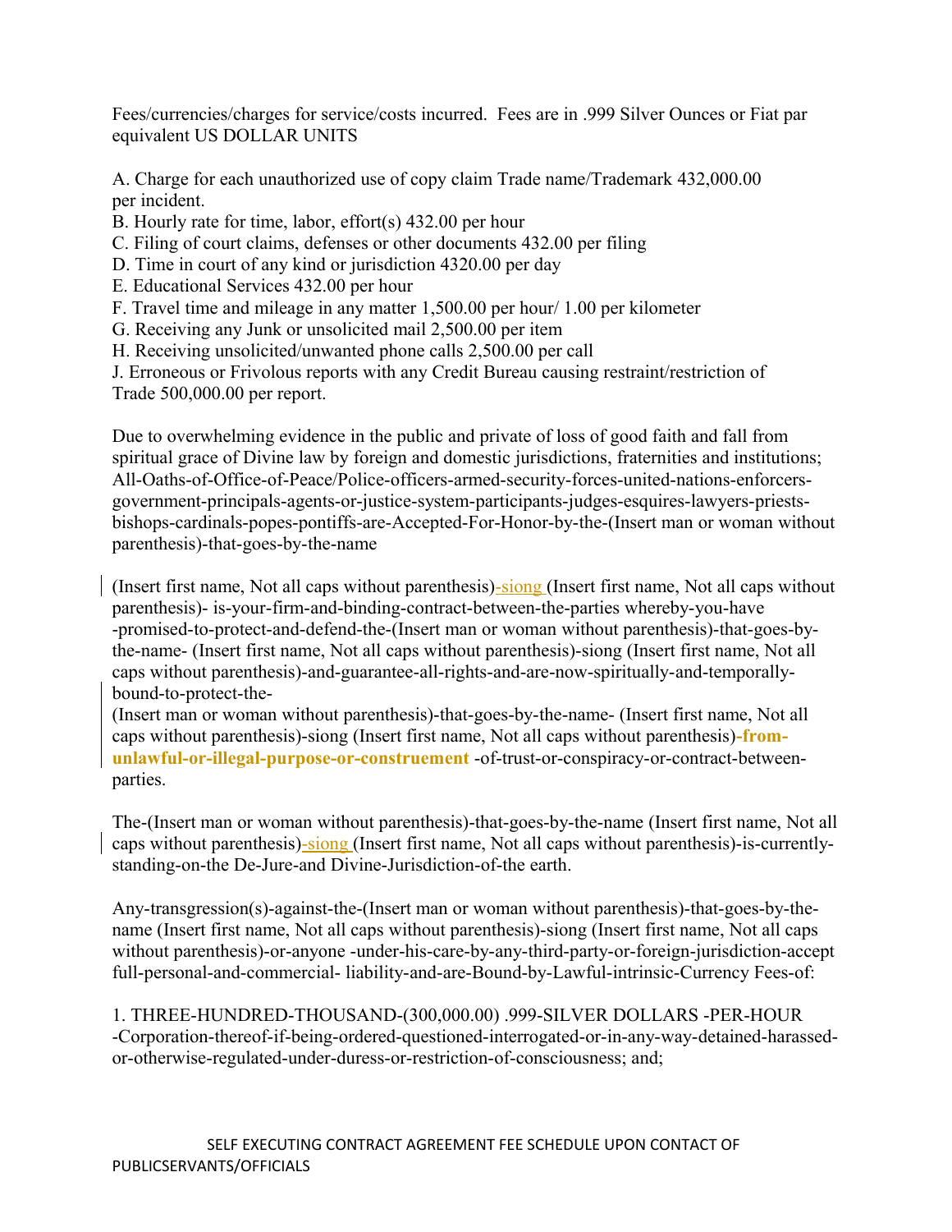Fees/currencies/charges for service/costs incurred. Fees are in .999 Silver Ounces or Fiat par equivalent US DOLLAR UNITS

A. Charge for each unauthorized use of copy claim Trade name/Trademark 432,000.00 per incident.
B. Hourly rate for time, labor, effort(s) 432.00 per hour
C. Filing of court claims, defenses or other documents 432.00 per filing
D. Time in court of any kind or jurisdiction 4320.00 per day
E. Educational Services 432.00 per hour
F. Travel time and mileage in any matter 1,500.00 per hour/ 1.00 per kilometer
G. Receiving any Junk or unsolicited mail 2,500.00 per item
H. Receiving unsolicited/unwanted phone calls 2,500.00 per call
J. Erroneous or Frivolous reports with any Credit Bureau causing restraint/restriction of Trade 500,000.00 per report.

Due to overwhelming evidence in the public and private of loss of good faith and fall from spiritual grace of Divine law by foreign and domestic jurisdictions, fraternities and institutions; All-Oaths-of-Office-of-Peace/Police-officers-armed-security-forces-united-nations-enforcers-government-principals-agents-or-justice-system-participants-judges-esquires-lawyers-priests-bishops-cardinals-popes-pontiffs-are-Accepted-For-Honor-by-the-(Insert man or woman without parenthesis)-that-goes-by-the-name

(Insert first name, Not all caps without parenthesis)-siong (Insert first name, Not all caps without parenthesis)- is-your-firm-and-binding-contract-between-the-parties whereby-you-have -promised-to-protect-and-defend-the-(Insert man or woman without parenthesis)-that-goes-by-the-name- (Insert first name, Not all caps without parenthesis)-siong (Insert first name, Not all caps without parenthesis)-and-guarantee-all-rights-and-are-now-spiritually-and-temporally-bound-to-protect-the-
(Insert man or woman without parenthesis)-that-goes-by-the-name- (Insert first name, Not all caps without parenthesis)-siong (Insert first name, Not all caps without parenthesis)**-from-unlawful-or-illegal-purpose-or-construement** -of-trust-or-conspiracy-or-contract-between-parties.

The-(Insert man or woman without parenthesis)-that-goes-by-the-name (Insert first name, Not all caps without parenthesis)-siong (Insert first name, Not all caps without parenthesis)-is-currently-standing-on-the De-Jure-and Divine-Jurisdiction-of-the earth.

Any-transgression(s)-against-the-(Insert man or woman without parenthesis)-that-goes-by-the-name (Insert first name, Not all caps without parenthesis)-siong (Insert first name, Not all caps without parenthesis)-or-anyone -under-his-care-by-any-third-party-or-foreign-jurisdiction-accept full-personal-and-commercial- liability-and-are-Bound-by-Lawful-intrinsic-Currency Fees-of:

1. THREE-HUNDRED-THOUSAND-(300,000.00) .999-SILVER DOLLARS -PER-HOUR -Corporation-thereof-if-being-ordered-questioned-interrogated-or-in-any-way-detained-harassed-or-otherwise-regulated-under-duress-or-restriction-of-consciousness; and;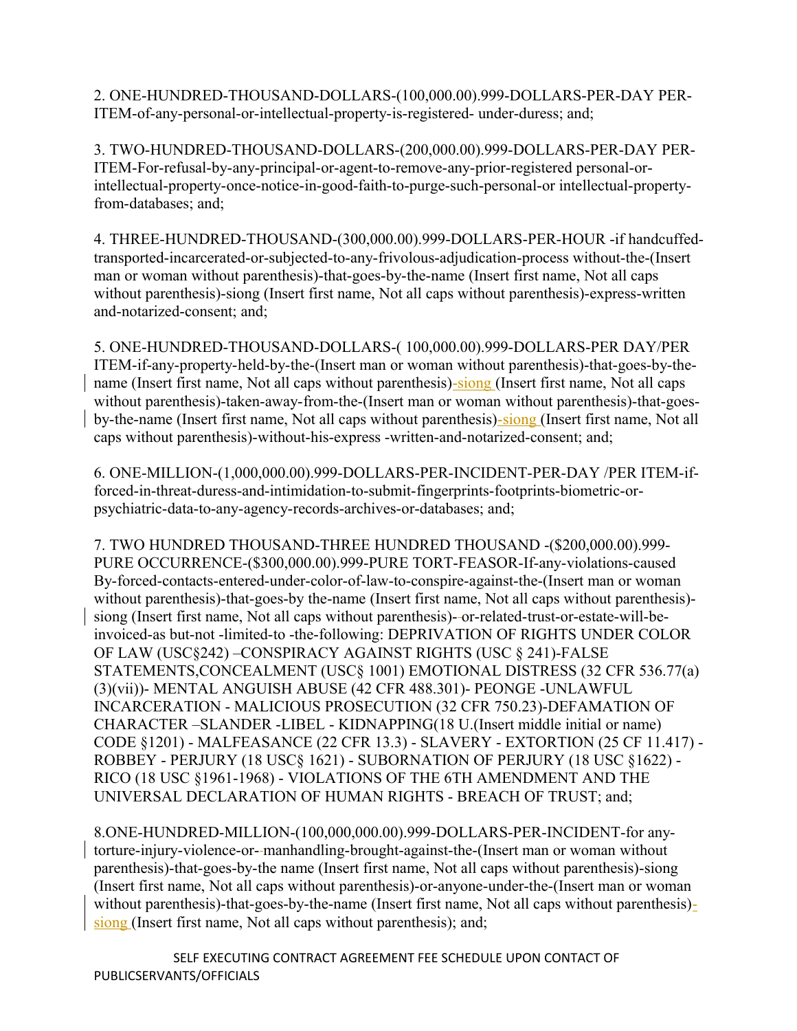2. ONE-HUNDRED-THOUSAND-DOLLARS-(100,000.00).999-DOLLARS-PER-DAY PER-ITEM-of-any-personal-or-intellectual-property-is-registered- under-duress; and;

3. TWO-HUNDRED-THOUSAND-DOLLARS-(200,000.00).999-DOLLARS-PER-DAY PER-ITEM-For-refusal-by-any-principal-or-agent-to-remove-any-prior-registered personal-or-intellectual-property-once-notice-in-good-faith-to-purge-such-personal-or intellectual-property-from-databases; and;

4. THREE-HUNDRED-THOUSAND-(300,000.00).999-DOLLARS-PER-HOUR -if handcuffed-transported-incarcerated-or-subjected-to-any-frivolous-adjudication-process without-the-(Insert man or woman without parenthesis)-that-goes-by-the-name (Insert first name, Not all caps without parenthesis)-siong (Insert first name, Not all caps without parenthesis)-express-written and-notarized-consent; and;

5. ONE-HUNDRED-THOUSAND-DOLLARS-( 100,000.00).999-DOLLARS-PER DAY/PER ITEM-if-any-property-held-by-the-(Insert man or woman without parenthesis)-that-goes-by-the-name (Insert first name, Not all caps without parenthesis)-siong (Insert first name, Not all caps without parenthesis)-taken-away-from-the-(Insert man or woman without parenthesis)-that-goes-by-the name (Insert first name, Not all caps without parenthesis)-siong (Insert first name, Not all caps without parenthesis)-without-his-express -written-and-notarized-consent; and;

6. ONE-MILLION-(1,000,000.00).999-DOLLARS-PER-INCIDENT-PER-DAY /PER ITEM-if-forced-in-threat-duress-and-intimidation-to-submit-fingerprints-footprints-biometric-or-psychiatric-data-to-any-agency-records-archives-or-databases; and;

7. TWO HUNDRED THOUSAND-THREE HUNDRED THOUSAND -($200,000.00).999-PURE OCCURRENCE-($300,000.00).999-PURE TORT-FEASOR-If-any-violations-caused By-forced-contacts-entered-under-color-of-law-to-conspire-against-the-(Insert man or woman without parenthesis)-that-goes-by the-name (Insert first name, Not all caps without parenthesis)-siong (Insert first name, Not all caps without parenthesis)-or-related-trust-or-estate-will-be-invoiced-as but-not -limited-to -the-following: DEPRIVATION OF RIGHTS UNDER COLOR OF LAW (USC§242) –CONSPIRACY AGAINST RIGHTS (USC § 241)-FALSE STATEMENTS,CONCEALMENT (USC§ 1001) EMOTIONAL DISTRESS (32 CFR 536.77(a)(3)(vii))- MENTAL ANGUISH ABUSE (42 CFR 488.301)- PEONGE -UNLAWFUL INCARCERATION - MALICIOUS PROSECUTION (32 CFR 750.23)-DEFAMATION OF CHARACTER –SLANDER -LIBEL - KIDNAPPING(18 U.(Insert middle initial or name) CODE §1201) - MALFEASANCE (22 CFR 13.3) - SLAVERY - EXTORTION (25 CF 11.417) - ROBBEY - PERJURY (18 USC§ 1621) - SUBORNATION OF PERJURY (18 USC §1622) - RICO (18 USC §1961-1968) - VIOLATIONS OF THE 6TH AMENDMENT AND THE UNIVERSAL DECLARATION OF HUMAN RIGHTS - BREACH OF TRUST; and;

8.ONE-HUNDRED-MILLION-(100,000,000.00).999-DOLLARS-PER-INCIDENT-for any-torture-injury-violence-or-manhandling-brought-against-the-(Insert man or woman without parenthesis)-that-goes-by-the name (Insert first name, Not all caps without parenthesis)-siong (Insert first name, Not all caps without parenthesis)-or-anyone-under-the-(Insert man or woman without parenthesis)-that-goes-by-the-name (Insert first name, Not all caps without parenthesis)-siong (Insert first name, Not all caps without parenthesis); and;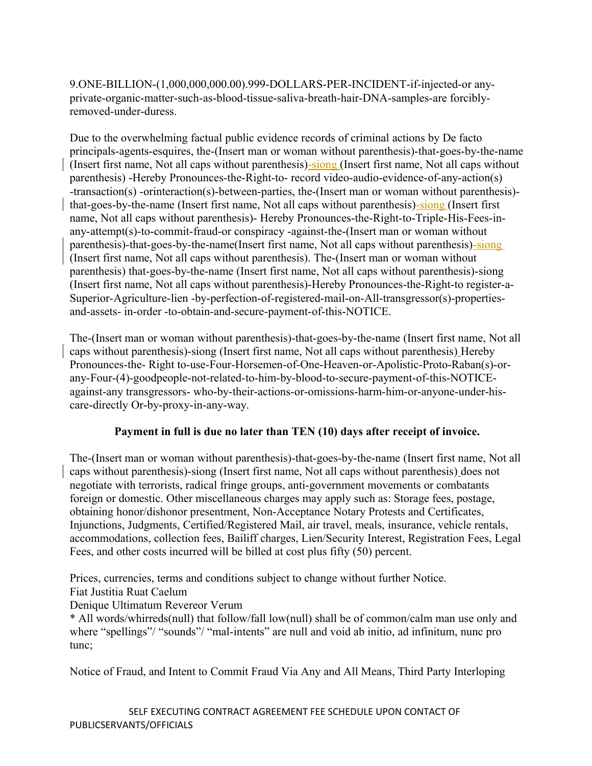9.ONE-BILLION-(1,000,000,000.00).999-DOLLARS-PER-INCIDENT-if-injected-or any-private-organic-matter-such-as-blood-tissue-saliva-breath-hair-DNA-samples-are forcibly-removed-under-duress.

Due to the overwhelming factual public evidence records of criminal actions by De facto principals-agents-esquires, the-(Insert man or woman without parenthesis)-that-goes-by-the-name (Insert first name, Not all caps without parenthesis)-siong (Insert first name, Not all caps without parenthesis) -Hereby Pronounces-the-Right-to- record video-audio-evidence-of-any-action(s) -transaction(s) -orinteraction(s)-between-parties, the-(Insert man or woman without parenthesis)-that-goes-by-the-name (Insert first name, Not all caps without parenthesis)-siong (Insert first name, Not all caps without parenthesis)- Hereby Pronounces-the-Right-to-Triple-His-Fees-in-any-attempt(s)-to-commit-fraud-or conspiracy -against-the-(Insert man or woman without parenthesis)-that-goes-by-the-name(Insert first name, Not all caps without parenthesis)-siong (Insert first name, Not all caps without parenthesis). The-(Insert man or woman without parenthesis) that-goes-by-the-name (Insert first name, Not all caps without parenthesis)-siong (Insert first name, Not all caps without parenthesis)-Hereby Pronounces-the-Right-to register-a-Superior-Agriculture-lien -by-perfection-of-registered-mail-on-All-transgressor(s)-properties-and-assets- in-order -to-obtain-and-secure-payment-of-this-NOTICE.

The-(Insert man or woman without parenthesis)-that-goes-by-the-name (Insert first name, Not all caps without parenthesis)-siong (Insert first name, Not all caps without parenthesis) Hereby Pronounces-the- Right to-use-Four-Horsemen-of-One-Heaven-or-Apolistic-Proto-Raban(s)-or-any-Four-(4)-goodpeople-not-related-to-him-by-blood-to-secure-payment-of-this-NOTICE-against-any transgressors- who-by-their-actions-or-omissions-harm-him-or-anyone-under-his-care-directly Or-by-proxy-in-any-way.

**Payment in full is due no later than TEN (10) days after receipt of invoice.**

The-(Insert man or woman without parenthesis)-that-goes-by-the-name (Insert first name, Not all caps without parenthesis)-siong (Insert first name, Not all caps without parenthesis) does not negotiate with terrorists, radical fringe groups, anti-government movements or combatants foreign or domestic. Other miscellaneous charges may apply such as: Storage fees, postage, obtaining honor/dishonor presentment, Non-Acceptance Notary Protests and Certificates, Injunctions, Judgments, Certified/Registered Mail, air travel, meals, insurance, vehicle rentals, accommodations, collection fees, Bailiff charges, Lien/Security Interest, Registration Fees, Legal Fees, and other costs incurred will be billed at cost plus fifty (50) percent.

Prices, currencies, terms and conditions subject to change without further Notice.
Fiat Justitia Ruat Caelum
Denique Ultimatum Revereor Verum
* All words/whirreds(null) that follow/fall low(null) shall be of common/calm man use only and where "spellings"/ "sounds"/ "mal-intents" are null and void ab initio, ad infinitum, nunc pro tunc;

Notice of Fraud, and Intent to Commit Fraud Via Any and All Means, Third Party Interloping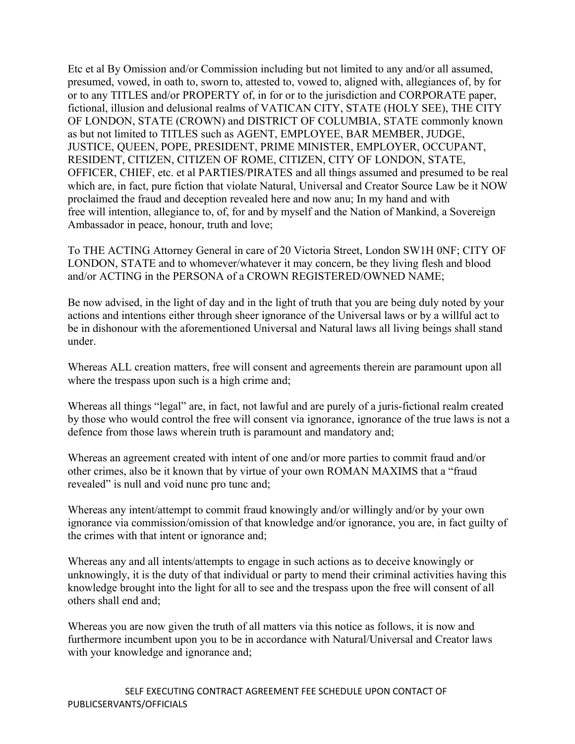Etc et al By Omission and/or Commission including but not limited to any and/or all assumed, presumed, vowed, in oath to, sworn to, attested to, vowed to, aligned with, allegiances of, by for or to any TITLES and/or PROPERTY of, in for or to the jurisdiction and CORPORATE paper, fictional, illusion and delusional realms of VATICAN CITY, STATE (HOLY SEE), THE CITY OF LONDON, STATE (CROWN) and DISTRICT OF COLUMBIA, STATE commonly known as but not limited to TITLES such as AGENT, EMPLOYEE, BAR MEMBER, JUDGE, JUSTICE, QUEEN, POPE, PRESIDENT, PRIME MINISTER, EMPLOYER, OCCUPANT, RESIDENT, CITIZEN, CITIZEN OF ROME, CITIZEN, CITY OF LONDON, STATE, OFFICER, CHIEF, etc. et al PARTIES/PIRATES and all things assumed and presumed to be real which are, in fact, pure fiction that violate Natural, Universal and Creator Source Law be it NOW proclaimed the fraud and deception revealed here and now anu; In my hand and with free will intention, allegiance to, of, for and by myself and the Nation of Mankind, a Sovereign Ambassador in peace, honour, truth and love;

To THE ACTING Attorney General in care of 20 Victoria Street, London SW1H 0NF; CITY OF LONDON, STATE and to whomever/whatever it may concern, be they living flesh and blood and/or ACTING in the PERSONA of a CROWN REGISTERED/OWNED NAME;

Be now advised, in the light of day and in the light of truth that you are being duly noted by your actions and intentions either through sheer ignorance of the Universal laws or by a willful act to be in dishonour with the aforementioned Universal and Natural laws all living beings shall stand under.

Whereas ALL creation matters, free will consent and agreements therein are paramount upon all where the trespass upon such is a high crime and;

Whereas all things "legal" are, in fact, not lawful and are purely of a juris-fictional realm created by those who would control the free will consent via ignorance, ignorance of the true laws is not a defence from those laws wherein truth is paramount and mandatory and;

Whereas an agreement created with intent of one and/or more parties to commit fraud and/or other crimes, also be it known that by virtue of your own ROMAN MAXIMS that a "fraud revealed" is null and void nunc pro tunc and;

Whereas any intent/attempt to commit fraud knowingly and/or willingly and/or by your own ignorance via commission/omission of that knowledge and/or ignorance, you are, in fact guilty of the crimes with that intent or ignorance and;

Whereas any and all intents/attempts to engage in such actions as to deceive knowingly or unknowingly, it is the duty of that individual or party to mend their criminal activities having this knowledge brought into the light for all to see and the trespass upon the free will consent of all others shall end and;

Whereas you are now given the truth of all matters via this notice as follows, it is now and furthermore incumbent upon you to be in accordance with Natural/Universal and Creator laws with your knowledge and ignorance and;

SELF EXECUTING CONTRACT AGREEMENT FEE SCHEDULE UPON CONTACT OF PUBLICSERVANTS/OFFICIALS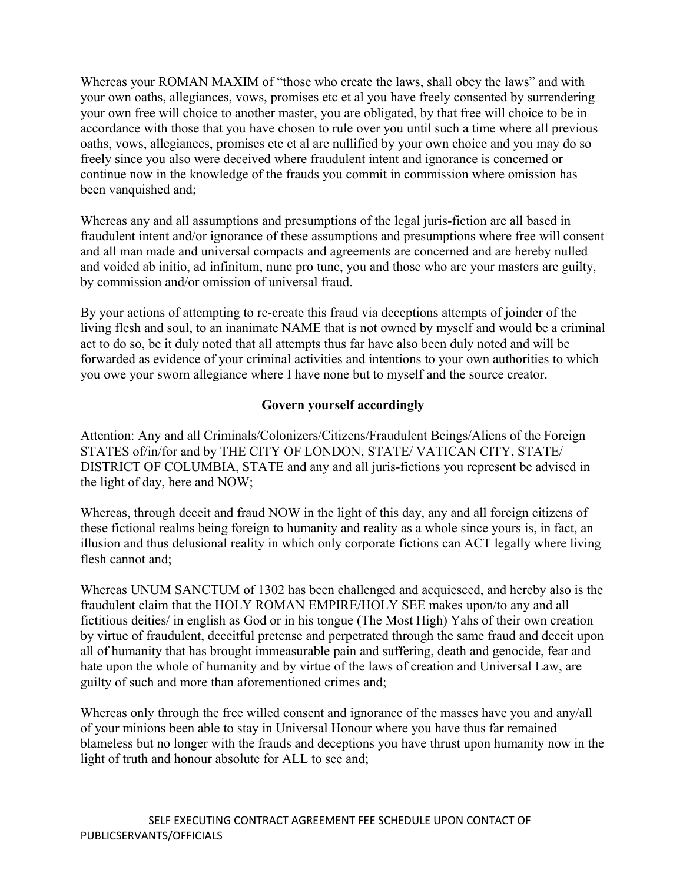Whereas your ROMAN MAXIM of "those who create the laws, shall obey the laws" and with your own oaths, allegiances, vows, promises etc et al you have freely consented by surrendering your own free will choice to another master, you are obligated, by that free will choice to be in accordance with those that you have chosen to rule over you until such a time where all previous oaths, vows, allegiances, promises etc et al are nullified by your own choice and you may do so freely since you also were deceived where fraudulent intent and ignorance is concerned or continue now in the knowledge of the frauds you commit in commission where omission has been vanquished and;

Whereas any and all assumptions and presumptions of the legal juris-fiction are all based in fraudulent intent and/or ignorance of these assumptions and presumptions where free will consent and all man made and universal compacts and agreements are concerned and are hereby nulled and voided ab initio, ad infinitum, nunc pro tunc, you and those who are your masters are guilty, by commission and/or omission of universal fraud.

By your actions of attempting to re-create this fraud via deceptions attempts of joinder of the living flesh and soul, to an inanimate NAME that is not owned by myself and would be a criminal act to do so, be it duly noted that all attempts thus far have also been duly noted and will be forwarded as evidence of your criminal activities and intentions to your own authorities to which you owe your sworn allegiance where I have none but to myself and the source creator.

**Govern yourself accordingly**

Attention: Any and all Criminals/Colonizers/Citizens/Fraudulent Beings/Aliens of the Foreign STATES of/in/for and by THE CITY OF LONDON, STATE/ VATICAN CITY, STATE/ DISTRICT OF COLUMBIA, STATE and any and all juris-fictions you represent be advised in the light of day, here and NOW;

Whereas, through deceit and fraud NOW in the light of this day, any and all foreign citizens of these fictional realms being foreign to humanity and reality as a whole since yours is, in fact, an illusion and thus delusional reality in which only corporate fictions can ACT legally where living flesh cannot and;

Whereas UNUM SANCTUM of 1302 has been challenged and acquiesced, and hereby also is the fraudulent claim that the HOLY ROMAN EMPIRE/HOLY SEE makes upon/to any and all fictitious deities/ in english as God or in his tongue (The Most High) Yahs of their own creation by virtue of fraudulent, deceitful pretense and perpetrated through the same fraud and deceit upon all of humanity that has brought immeasurable pain and suffering, death and genocide, fear and hate upon the whole of humanity and by virtue of the laws of creation and Universal Law, are guilty of such and more than aforementioned crimes and;

Whereas only through the free willed consent and ignorance of the masses have you and any/all of your minions been able to stay in Universal Honour where you have thus far remained blameless but no longer with the frauds and deceptions you have thrust upon humanity now in the light of truth and honour absolute for ALL to see and;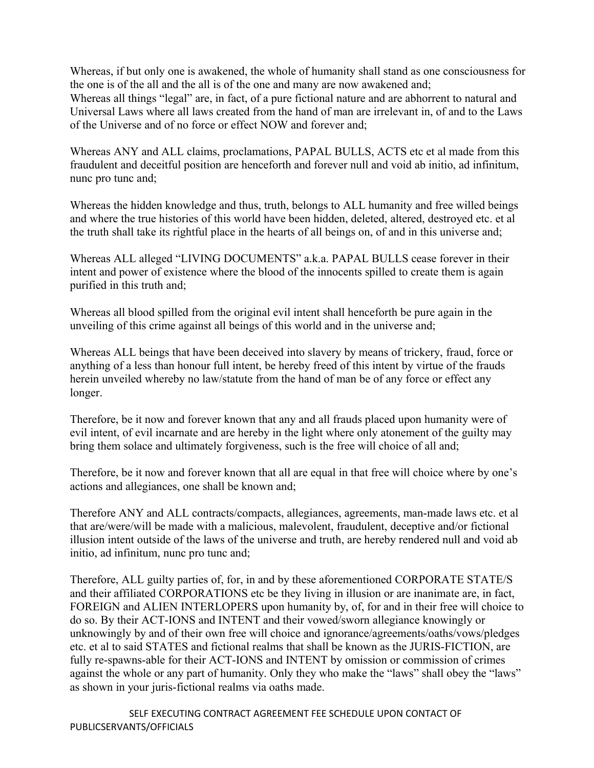Whereas, if but only one is awakened, the whole of humanity shall stand as one consciousness for the one is of the all and the all is of the one and many are now awakened and;
Whereas all things "legal" are, in fact, of a pure fictional nature and are abhorrent to natural and Universal Laws where all laws created from the hand of man are irrelevant in, of and to the Laws of the Universe and of no force or effect NOW and forever and;

Whereas ANY and ALL claims, proclamations, PAPAL BULLS, ACTS etc et al made from this fraudulent and deceitful position are henceforth and forever null and void ab initio, ad infinitum, nunc pro tunc and;

Whereas the hidden knowledge and thus, truth, belongs to ALL humanity and free willed beings and where the true histories of this world have been hidden, deleted, altered, destroyed etc. et al the truth shall take its rightful place in the hearts of all beings on, of and in this universe and;

Whereas ALL alleged "LIVING DOCUMENTS" a.k.a. PAPAL BULLS cease forever in their intent and power of existence where the blood of the innocents spilled to create them is again purified in this truth and;

Whereas all blood spilled from the original evil intent shall henceforth be pure again in the unveiling of this crime against all beings of this world and in the universe and;

Whereas ALL beings that have been deceived into slavery by means of trickery, fraud, force or anything of a less than honour full intent, be hereby freed of this intent by virtue of the frauds herein unveiled whereby no law/statute from the hand of man be of any force or effect any longer.

Therefore, be it now and forever known that any and all frauds placed upon humanity were of evil intent, of evil incarnate and are hereby in the light where only atonement of the guilty may bring them solace and ultimately forgiveness, such is the free will choice of all and;

Therefore, be it now and forever known that all are equal in that free will choice where by one's actions and allegiances, one shall be known and;

Therefore ANY and ALL contracts/compacts, allegiances, agreements, man-made laws etc. et al that are/were/will be made with a malicious, malevolent, fraudulent, deceptive and/or fictional illusion intent outside of the laws of the universe and truth, are hereby rendered null and void ab initio, ad infinitum, nunc pro tunc and;

Therefore, ALL guilty parties of, for, in and by these aforementioned CORPORATE STATE/S and their affiliated CORPORATIONS etc be they living in illusion or are inanimate are, in fact, FOREIGN and ALIEN INTERLOPERS upon humanity by, of, for and in their free will choice to do so. By their ACT-IONS and INTENT and their vowed/sworn allegiance knowingly or unknowingly by and of their own free will choice and ignorance/agreements/oaths/vows/pledges etc. et al to said STATES and fictional realms that shall be known as the JURIS-FICTION, are fully re-spawns-able for their ACT-IONS and INTENT by omission or commission of crimes against the whole or any part of humanity. Only they who make the "laws" shall obey the "laws" as shown in your juris-fictional realms via oaths made.

SELF EXECUTING CONTRACT AGREEMENT FEE SCHEDULE UPON CONTACT OF PUBLICSERVANTS/OFFICIALS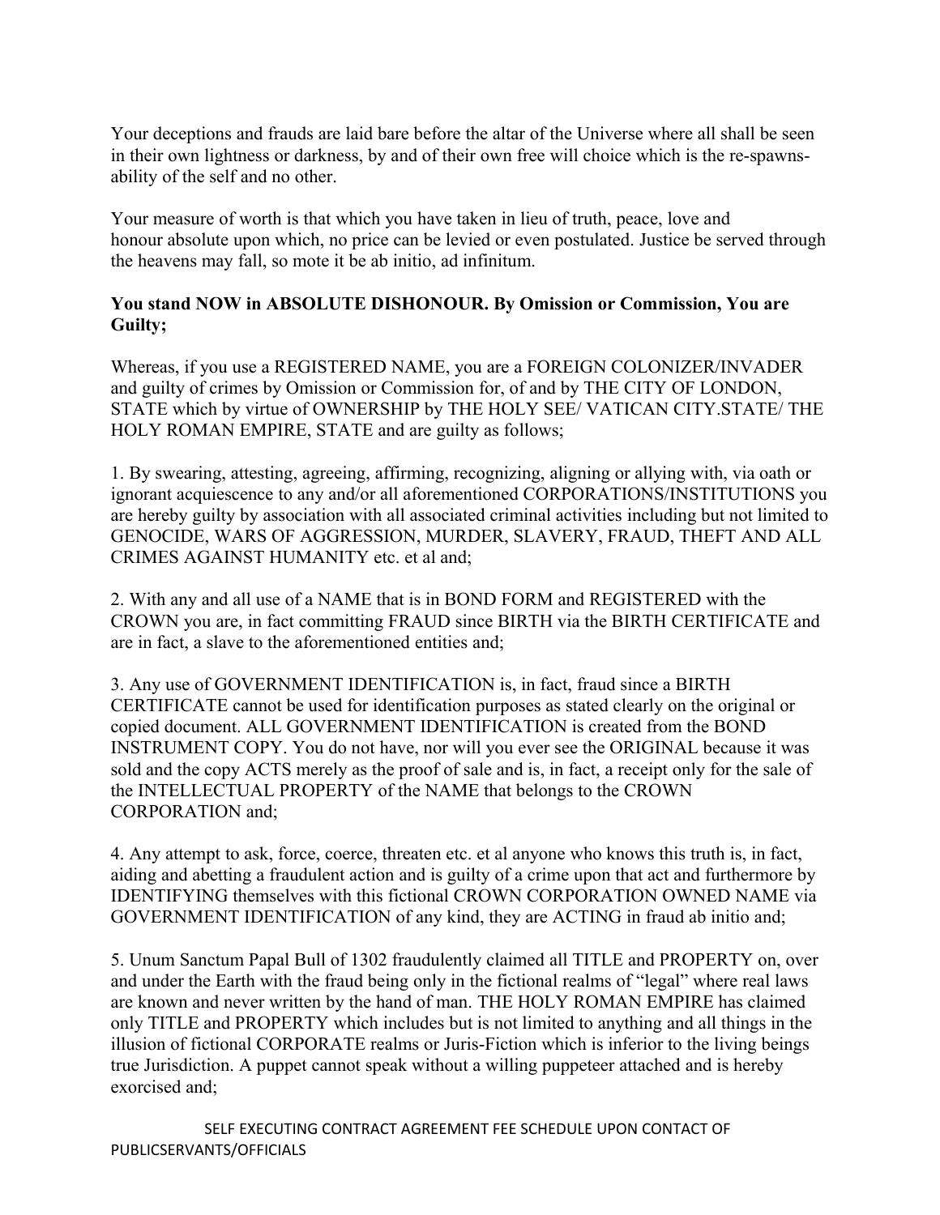Your deceptions and frauds are laid bare before the altar of the Universe where all shall be seen in their own lightness or darkness, by and of their own free will choice which is the re-spawns-ability of the self and no other.

Your measure of worth is that which you have taken in lieu of truth, peace, love and honour absolute upon which, no price can be levied or even postulated. Justice be served through the heavens may fall, so mote it be ab initio, ad infinitum.

**You stand NOW in ABSOLUTE DISHONOUR. By Omission or Commission, You are Guilty;**

Whereas, if you use a REGISTERED NAME, you are a FOREIGN COLONIZER/INVADER and guilty of crimes by Omission or Commission for, of and by THE CITY OF LONDON, STATE which by virtue of OWNERSHIP by THE HOLY SEE/ VATICAN CITY.STATE/ THE HOLY ROMAN EMPIRE, STATE and are guilty as follows;

1. By swearing, attesting, agreeing, affirming, recognizing, aligning or allying with, via oath or ignorant acquiescence to any and/or all aforementioned CORPORATIONS/INSTITUTIONS you are hereby guilty by association with all associated criminal activities including but not limited to GENOCIDE, WARS OF AGGRESSION, MURDER, SLAVERY, FRAUD, THEFT AND ALL CRIMES AGAINST HUMANITY etc. et al and;

2. With any and all use of a NAME that is in BOND FORM and REGISTERED with the CROWN you are, in fact committing FRAUD since BIRTH via the BIRTH CERTIFICATE and are in fact, a slave to the aforementioned entities and;

3. Any use of GOVERNMENT IDENTIFICATION is, in fact, fraud since a BIRTH CERTIFICATE cannot be used for identification purposes as stated clearly on the original or copied document. ALL GOVERNMENT IDENTIFICATION is created from the BOND INSTRUMENT COPY. You do not have, nor will you ever see the ORIGINAL because it was sold and the copy ACTS merely as the proof of sale and is, in fact, a receipt only for the sale of the INTELLECTUAL PROPERTY of the NAME that belongs to the CROWN CORPORATION and;

4. Any attempt to ask, force, coerce, threaten etc. et al anyone who knows this truth is, in fact, aiding and abetting a fraudulent action and is guilty of a crime upon that act and furthermore by IDENTIFYING themselves with this fictional CROWN CORPORATION OWNED NAME via GOVERNMENT IDENTIFICATION of any kind, they are ACTING in fraud ab initio and;

5. Unum Sanctum Papal Bull of 1302 fraudulently claimed all TITLE and PROPERTY on, over and under the Earth with the fraud being only in the fictional realms of "legal" where real laws are known and never written by the hand of man. THE HOLY ROMAN EMPIRE has claimed only TITLE and PROPERTY which includes but is not limited to anything and all things in the illusion of fictional CORPORATE realms or Juris-Fiction which is inferior to the living beings true Jurisdiction. A puppet cannot speak without a willing puppeteer attached and is hereby exorcised and;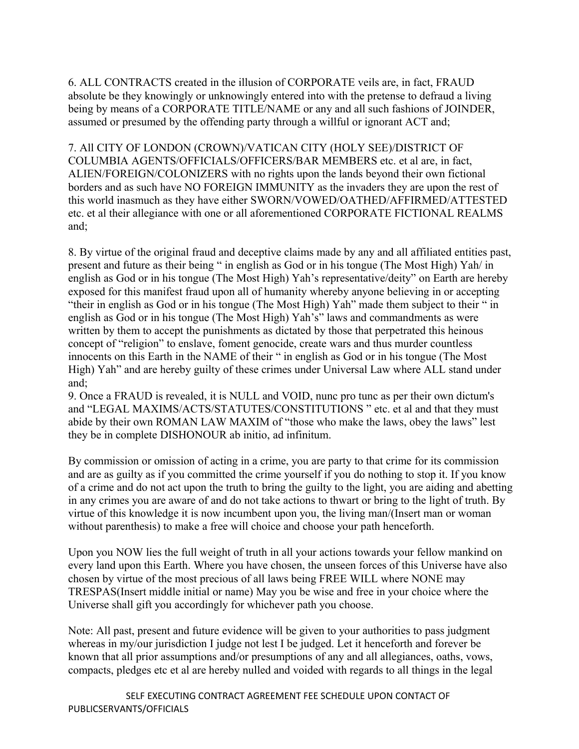6. ALL CONTRACTS created in the illusion of CORPORATE veils are, in fact, FRAUD absolute be they knowingly or unknowingly entered into with the pretense to defraud a living being by means of a CORPORATE TITLE/NAME or any and all such fashions of JOINDER, assumed or presumed by the offending party through a willful or ignorant ACT and;

7. All CITY OF LONDON (CROWN)/VATICAN CITY (HOLY SEE)/DISTRICT OF COLUMBIA AGENTS/OFFICIALS/OFFICERS/BAR MEMBERS etc. et al are, in fact, ALIEN/FOREIGN/COLONIZERS with no rights upon the lands beyond their own fictional borders and as such have NO FOREIGN IMMUNITY as the invaders they are upon the rest of this world inasmuch as they have either SWORN/VOWED/OATHED/AFFIRMED/ATTESTED etc. et al their allegiance with one or all aforementioned CORPORATE FICTIONAL REALMS and;

8. By virtue of the original fraud and deceptive claims made by any and all affiliated entities past, present and future as their being " in english as God or in his tongue (The Most High) Yah/ in english as God or in his tongue (The Most High) Yah's representative/deity" on Earth are hereby exposed for this manifest fraud upon all of humanity whereby anyone believing in or accepting "their in english as God or in his tongue (The Most High) Yah" made them subject to their " in english as God or in his tongue (The Most High) Yah's" laws and commandments as were written by them to accept the punishments as dictated by those that perpetrated this heinous concept of "religion" to enslave, foment genocide, create wars and thus murder countless innocents on this Earth in the NAME of their " in english as God or in his tongue (The Most High) Yah" and are hereby guilty of these crimes under Universal Law where ALL stand under and;

9. Once a FRAUD is revealed, it is NULL and VOID, nunc pro tunc as per their own dictum's and "LEGAL MAXIMS/ACTS/STATUTES/CONSTITUTIONS " etc. et al and that they must abide by their own ROMAN LAW MAXIM of "those who make the laws, obey the laws" lest they be in complete DISHONOUR ab initio, ad infinitum.

By commission or omission of acting in a crime, you are party to that crime for its commission and are as guilty as if you committed the crime yourself if you do nothing to stop it. If you know of a crime and do not act upon the truth to bring the guilty to the light, you are aiding and abetting in any crimes you are aware of and do not take actions to thwart or bring to the light of truth. By virtue of this knowledge it is now incumbent upon you, the living man/(Insert man or woman without parenthesis) to make a free will choice and choose your path henceforth.

Upon you NOW lies the full weight of truth in all your actions towards your fellow mankind on every land upon this Earth. Where you have chosen, the unseen forces of this Universe have also chosen by virtue of the most precious of all laws being FREE WILL where NONE may TRESPAS(Insert middle initial or name) May you be wise and free in your choice where the Universe shall gift you accordingly for whichever path you choose.

Note: All past, present and future evidence will be given to your authorities to pass judgment whereas in my/our jurisdiction I judge not lest I be judged. Let it henceforth and forever be known that all prior assumptions and/or presumptions of any and all allegiances, oaths, vows, compacts, pledges etc et al are hereby nulled and voided with regards to all things in the legal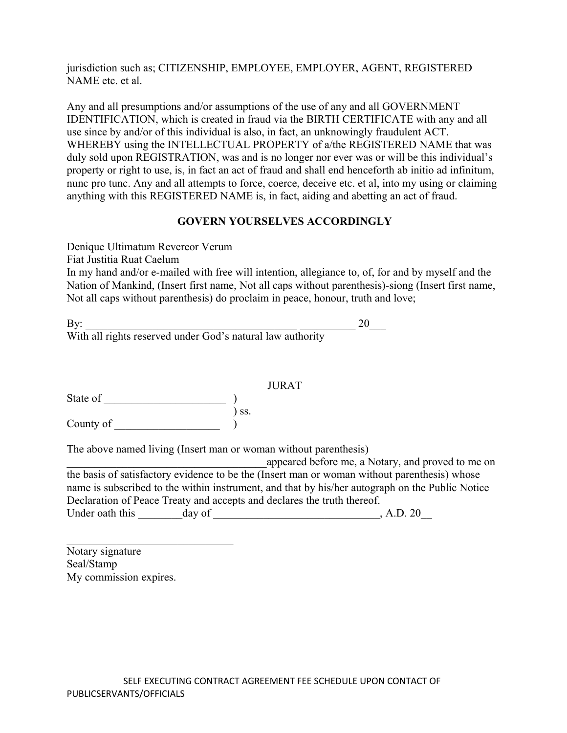jurisdiction such as; CITIZENSHIP, EMPLOYEE, EMPLOYER, AGENT, REGISTERED NAME etc. et al.

Any and all presumptions and/or assumptions of the use of any and all GOVERNMENT IDENTIFICATION, which is created in fraud via the BIRTH CERTIFICATE with any and all use since by and/or of this individual is also, in fact, an unknowingly fraudulent ACT. WHEREBY using the INTELLECTUAL PROPERTY of a/the REGISTERED NAME that was duly sold upon REGISTRATION, was and is no longer nor ever was or will be this individual's property or right to use, is, in fact an act of fraud and shall end henceforth ab initio ad infinitum, nunc pro tunc. Any and all attempts to force, coerce, deceive etc. et al, into my using or claiming anything with this REGISTERED NAME is, in fact, aiding and abetting an act of fraud.

**GOVERN YOURSELVES ACCORDINGLY**

Denique Ultimatum Revereor Verum
Fiat Justitia Ruat Caelum
In my hand and/or e-mailed with free will intention, allegiance to, of, for and by myself and the Nation of Mankind, (Insert first name, Not all caps without parenthesis)-siong (Insert first name, Not all caps without parenthesis) do proclaim in peace, honour, truth and love;

By: _______________________________________ __________ 20___
With all rights reserved under God's natural law authority

JURAT

State of ______________________ )
) ss.
County of ___________________ )

The above named living (Insert man or woman without parenthesis) ____________________________________appeared before me, a Notary, and proved to me on the basis of satisfactory evidence to be the (Insert man or woman without parenthesis) whose name is subscribed to the within instrument, and that by his/her autograph on the Public Notice Declaration of Peace Treaty and accepts and declares the truth thereof.
Under oath this ________day of ______________________________, A.D. 20__

______________________________
Notary signature
Seal/Stamp
My commission expires.